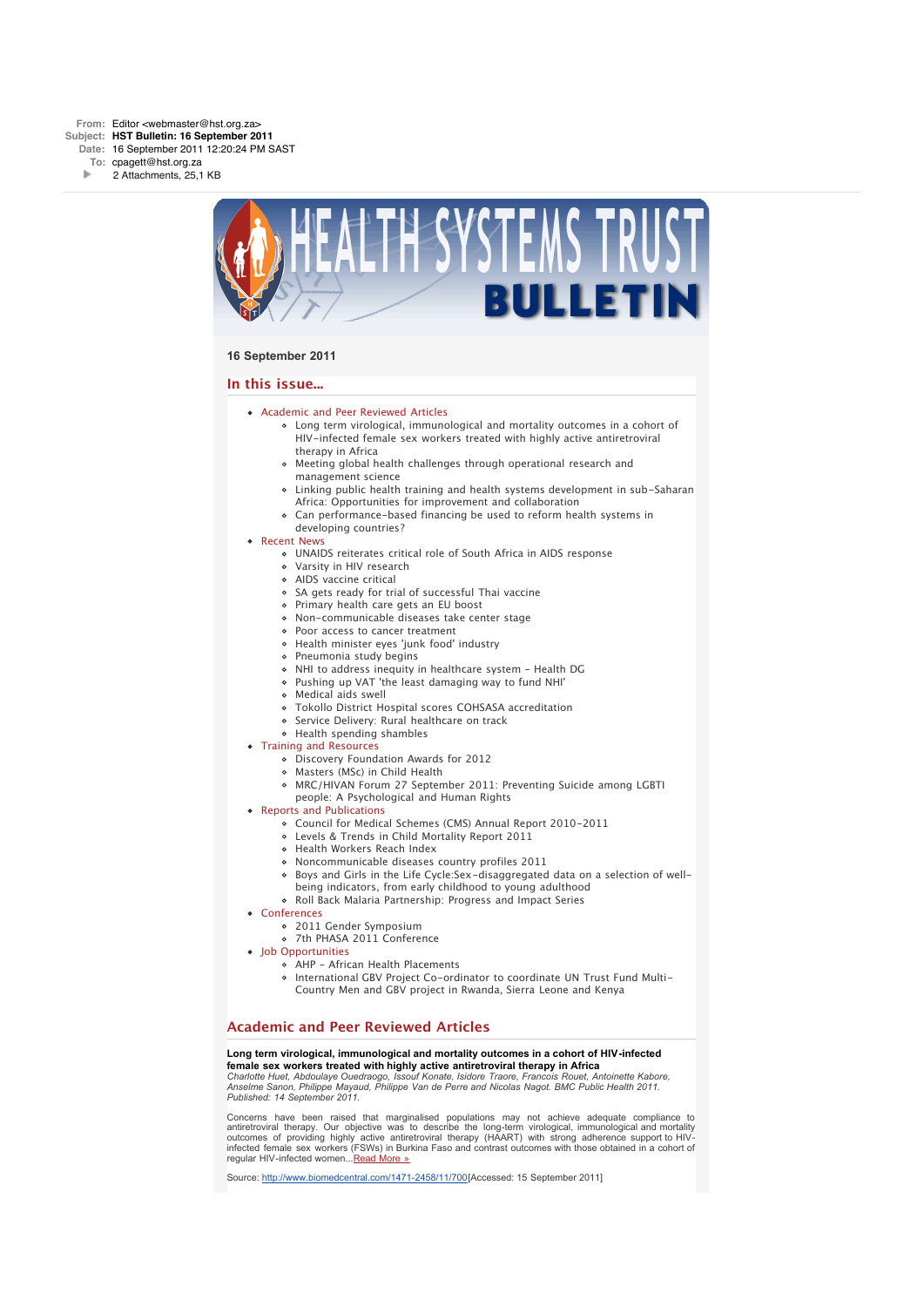**From:** Editor <webmaster@hst.org.za>
**Subject:** **HST Bulletin: 16 September 2011**
**Date:** 16 September 2011 12:20:24 PM SAST
**To:** cpagett@hst.org.za
2 Attachments, 25,1 KB

# HEALTH SYSTEMS TRUST BULLETIN

**16 September 2011**

## In this issue...

- Academic and Peer Reviewed Articles
  - Long term virological, immunological and mortality outcomes in a cohort of HIV-infected female sex workers treated with highly active antiretroviral therapy in Africa
  - Meeting global health challenges through operational research and management science
  - Linking public health training and health systems development in sub-Saharan Africa: Opportunities for improvement and collaboration
  - Can performance-based financing be used to reform health systems in developing countries?
- Recent News
  - UNAIDS reiterates critical role of South Africa in AIDS response
  - Varsity in HIV research
  - AIDS vaccine critical
  - SA gets ready for trial of successful Thai vaccine
  - Primary health care gets an EU boost
  - Non-communicable diseases take center stage
  - Poor access to cancer treatment
  - Health minister eyes 'junk food' industry
  - Pneumonia study begins
  - NHI to address inequity in healthcare system - Health DG
  - Pushing up VAT 'the least damaging way to fund NHI'
  - Medical aids swell
  - Tokollo District Hospital scores COHSASA accreditation
  - Service Delivery: Rural healthcare on track
  - Health spending shambles
- Training and Resources
  - Discovery Foundation Awards for 2012
  - Masters (MSc) in Child Health
  - MRC/HIVAN Forum 27 September 2011: Preventing Suicide among LGBTI people: A Psychological and Human Rights
- Reports and Publications
  - Council for Medical Schemes (CMS) Annual Report 2010-2011
  - Levels & Trends in Child Mortality Report 2011
  - Health Workers Reach Index
  - Noncommunicable diseases country profiles 2011
  - Boys and Girls in the Life Cycle:Sex-disaggregated data on a selection of well-being indicators, from early childhood to young adulthood
  - Roll Back Malaria Partnership: Progress and Impact Series
- Conferences
  - 2011 Gender Symposium
  - 7th PHASA 2011 Conference
- Job Opportunities
  - AHP - African Health Placements
  - International GBV Project Co-ordinator to coordinate UN Trust Fund Multi-Country Men and GBV project in Rwanda, Sierra Leone and Kenya

## Academic and Peer Reviewed Articles

**Long term virological, immunological and mortality outcomes in a cohort of HIV-infected female sex workers treated with highly active antiretroviral therapy in Africa**
*Charlotte Huet, Abdoulaye Ouedraogo, Issouf Konate, Isidore Traore, Francois Rouet, Antoinette Kabore, Anselme Sanon, Philippe Mayaud, Philippe Van de Perre and Nicolas Nagot. BMC Public Health 2011. Published: 14 September 2011.*

Concerns have been raised that marginalised populations may not achieve adequate compliance to antiretroviral therapy. Our objective was to describe the long-term virological, immunological and mortality outcomes of providing highly active antiretroviral therapy (HAART) with strong adherence support to HIV-infected female sex workers (FSWs) in Burkina Faso and contrast outcomes with those obtained in a cohort of regular HIV-infected women...Read More »

Source: http://www.biomedcentral.com/1471-2458/11/700[Accessed: 15 September 2011]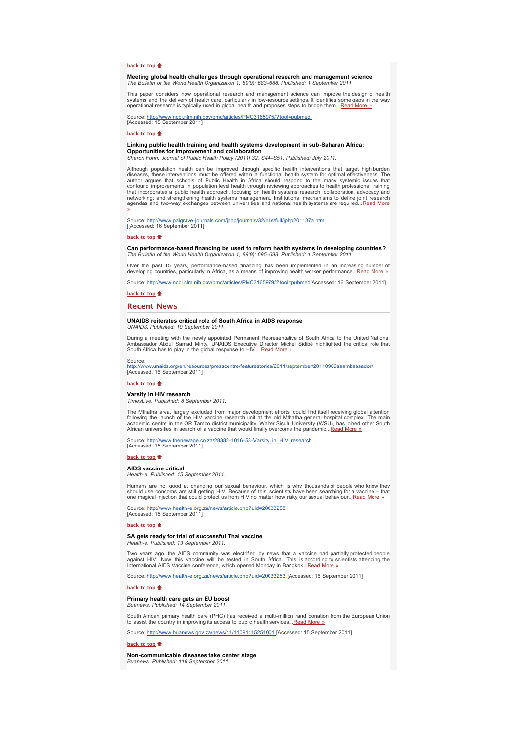back to top

**Meeting global health challenges through operational research and management science**
*The Bulletin of the World Health Organization 1; 89(9): 683–688. Published: 1 September 2011.*

This paper considers how operational research and management science can improve the design of health systems and the delivery of health care, particularly in low-resource settings. It identifies some gaps in the way operational research is typically used in global health and proposes steps to bridge them...Read More »

Source: http://www.ncbi.nlm.nih.gov/pmc/articles/PMC3165975/?tool=pubmed
[Accessed: 15 September 2011]

back to top

**Linking public health training and health systems development in sub-Saharan Africa: Opportunities for improvement and collaboration**
*Sharon Fonn. Journal of Public Health Policy (2011) 32, S44–S51. Published: July 2011.*

Although population health can be improved through specific health interventions that target high burden diseases, these interventions must be offered within a functional health system for optimal effectiveness. The author argues that schools of Public Health in Africa should respond to the many systemic issues that confound improvements in population level health through reviewing approaches to health professional training that incorporates a public health approach, focusing on health systems research; collaboration, advocacy and networking; and strengthening health systems management. Institutional mechanisms to define joint research agendas and two-way exchanges between universities and national health systems are required...Read More »

Source: http://www.palgrave-journals.com/jphp/journal/v32/n1s/full/jphp201137a.html
[Accessed: 16 September 2011]

back to top

**Can performance-based financing be used to reform health systems in developing countries?**
*The Bulletin of the World Health Organization 1; 89(9): 695–698. Published: 1 September 2011.*

Over the past 15 years, performance-based financing has been implemented in an increasing number of developing countries, particularly in Africa, as a means of improving health worker performance...Read More »

Source: http://www.ncbi.nlm.nih.gov/pmc/articles/PMC3165979/?tool=pubmed[Accessed: 16 September 2011]

back to top

## Recent News

**UNAIDS reiterates critical role of South Africa in AIDS response**
*UNAIDS. Published: 10 September 2011.*

During a meeting with the newly appointed Permanent Representative of South Africa to the United Nations, Ambassador Abdul Samad Minty, UNAIDS Executive Director Michel Sidibé highlighted the critical role that South Africa has to play in the global response to HIV... Read More »

Source:
http://www.unaids.org/en/resources/presscentre/featurestories/2011/september/20110909saambassador/
[Accessed: 16 September 2011]

back to top

**Varsity in HIV research**
*TimesLive. Published: 8 September 2011.*

The Mthatha area, largely excluded from major development efforts, could find itself receiving global attention following the launch of the HIV vaccine research unit at the old Mthatha general hospital complex. The main academic centre in the OR Tambo district municipality, Walter Sisulu University (WSU), has joined other South African universities in search of a vaccine that would finally overcome the pandemic...Read More »

Source: http://www.thenewage.co.za/28382-1016-53-Varsity_in_HIV_research
[Accessed: 15 September 2011]

back to top

**AIDS vaccine critical**
*Health-e. Published: 15 September 2011.*

Humans are not good at changing our sexual behaviour, which is why thousands of people who know they should use condoms are still getting HIV. Because of this, scientists have been searching for a vaccine – that one magical injection that could protect us from HIV no matter how risky our sexual behaviour...Read More »

Source: http://www.health-e.org.za/news/article.php?uid=20033258
[Accessed: 15 September 2011]

back to top

**SA gets ready for trial of successful Thai vaccine**
*Health-e. Published: 13 September 2011.*

Two years ago, the AIDS community was electrified by news that a vaccine had partially protected people against HIV. Now this vaccine will be tested in South Africa. This is according to scientists attending the International AIDS Vaccine conference, which opened Monday in Bangkok...Read More »

Source: http://www.health-e.org.za/news/article.php?uid=20033253 [Accessed: 16 September 2011]

back to top

**Primary health care gets an EU boost**
*Buanews. Published: 14 September 2011.*

South African primary health care (PHC) has received a multi-million rand donation from the European Union to assist the country in improving its access to public health services...Read More »

Source: http://www.buanews.gov.za/news/11/11091415251001 [Accessed: 15 September 2011]

back to top

**Non-communicable diseases take center stage**
*Buanews. Published: 116 September 2011.*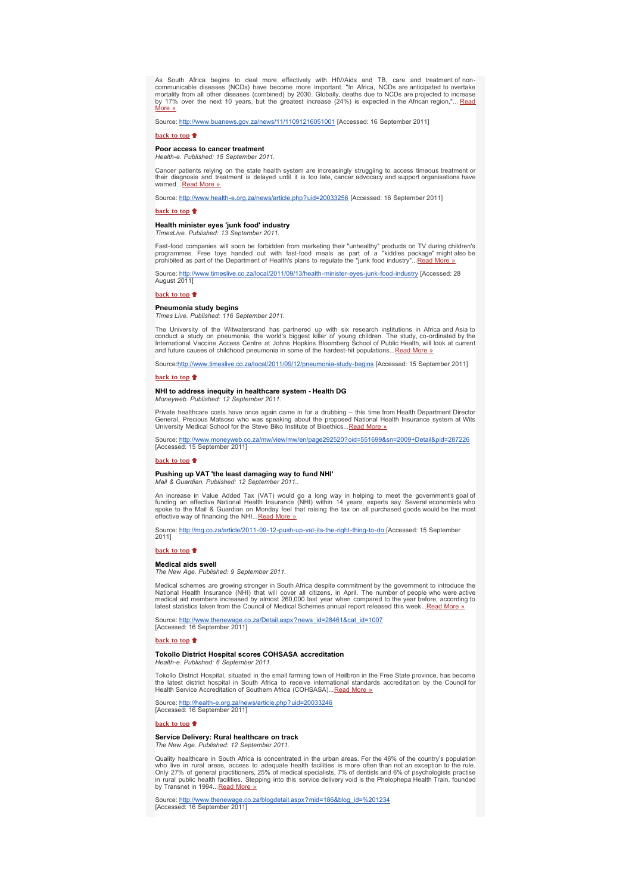As South Africa begins to deal more effectively with HIV/Aids and TB, care and treatment of non-communicable diseases (NCDs) have become more important. "In Africa, NCDs are anticipated to overtake mortality from all other diseases (combined) by 2030. Globally, deaths due to NCDs are projected to increase by 17% over the next 10 years, but the greatest increase (24%) is expected in the African region,"... Read More »

Source: http://www.buanews.gov.za/news/11/11091216051001 [Accessed: 16 September 2011]

back to top

### Poor access to cancer treatment

*Health-e. Published: 15 September 2011.*

Cancer patients relying on the state health system are increasingly struggling to access timeous treatment or their diagnosis and treatment is delayed until it is too late, cancer advocacy and support organisations have warned...Read More »

Source: http://www.health-e.org.za/news/article.php?uid=20033256 [Accessed: 16 September 2011]

back to top

### Health minister eyes 'junk food' industry

*TimesLive. Published: 13 September 2011.*

Fast-food companies will soon be forbidden from marketing their "unhealthy" products on TV during children's programmes. Free toys handed out with fast-food meals as part of a "kiddies package" might also be prohibited as part of the Department of Health's plans to regulate the "junk food industry"...Read More »

Source: http://www.timeslive.co.za/local/2011/09/13/health-minister-eyes-junk-food-industry [Accessed: 28 August 2011]

back to top

### Pneumonia study begins

*Times Live. Published: 116 September 2011.*

The University of the Witwatersrand has partnered up with six research institutions in Africa and Asia to conduct a study on pneumonia, the world's biggest killer of young children. The study, co-ordinated by the International Vaccine Access Centre at Johns Hopkins Bloomberg School of Public Health, will look at current and future causes of childhood pneumonia in some of the hardest-hit populations...Read More »

Source:http://www.timeslive.co.za/local/2011/09/12/pneumonia-study-begins [Accessed: 15 September 2011]

back to top

### NHI to address inequity in healthcare system - Health DG

*Moneyweb. Published: 12 September 2011.*

Private healthcare costs have once again came in for a drubbing – this time from Health Department Director General, Precious Matsoso who was speaking about the proposed National Health Insurance system at Wits University Medical School for the Steve Biko Institute of Bioethics...Read More »

Source: http://www.moneyweb.co.za/mw/view/mw/en/page292520?oid=551699&sn=2009+Detail&pid=287226 [Accessed: 15 September 2011]

back to top

### Pushing up VAT 'the least damaging way to fund NHI'

*Mail & Guardian. Published: 12 September 2011..*

An increase in Value Added Tax (VAT) would go a long way in helping to meet the government's goal of funding an effective National Health Insurance (NHI) within 14 years, experts say. Several economists who spoke to the Mail & Guardian on Monday feel that raising the tax on all purchased goods would be the most effective way of financing the NHI...Read More »

Source: http://mg.co.za/article/2011-09-12-push-up-vat-its-the-right-thing-to-do [Accessed: 15 September 2011]

back to top

### Medical aids swell

*The New Age. Published: 9 September 2011.*

Medical schemes are growing stronger in South Africa despite commitment by the government to introduce the National Health Insurance (NHI) that will cover all citizens, in April. The number of people who were active medical aid members increased by almost 260,000 last year when compared to the year before, according to latest statistics taken from the Council of Medical Schemes annual report released this week...Read More »

Source: http://www.thenewage.co.za/Detail.aspx?news_id=28461&cat_id=1007 [Accessed: 16 September 2011]

back to top

### Tokollo District Hospital scores COHSASA accreditation

*Health-e. Published: 6 September 2011.*

Tokollo District Hospital, situated in the small farming town of Heilbron in the Free State province, has become the latest district hospital in South Africa to receive international standards accreditation by the Council for Health Service Accreditation of Southern Africa (COHSASA)...Read More »

Source: http://health-e.org.za/news/article.php?uid=20033246 [Accessed: 16 September 2011]

back to top

### Service Delivery: Rural healthcare on track

*The New Age. Published: 12 September 2011.*

Quality healthcare in South Africa is concentrated in the urban areas. For the 46% of the country's population who live in rural areas, access to adequate health facilities is more often than not an exception to the rule. Only 27% of general practitioners, 25% of medical specialists, 7% of dentists and 6% of psychologists practise in rural public health facilities. Stepping into this service delivery void is the Phelophepa Health Train, founded by Transnet in 1994...Read More »

Source: http://www.thenewage.co.za/blogdetail.aspx?mid=186&blog_id=%201234 [Accessed: 16 September 2011]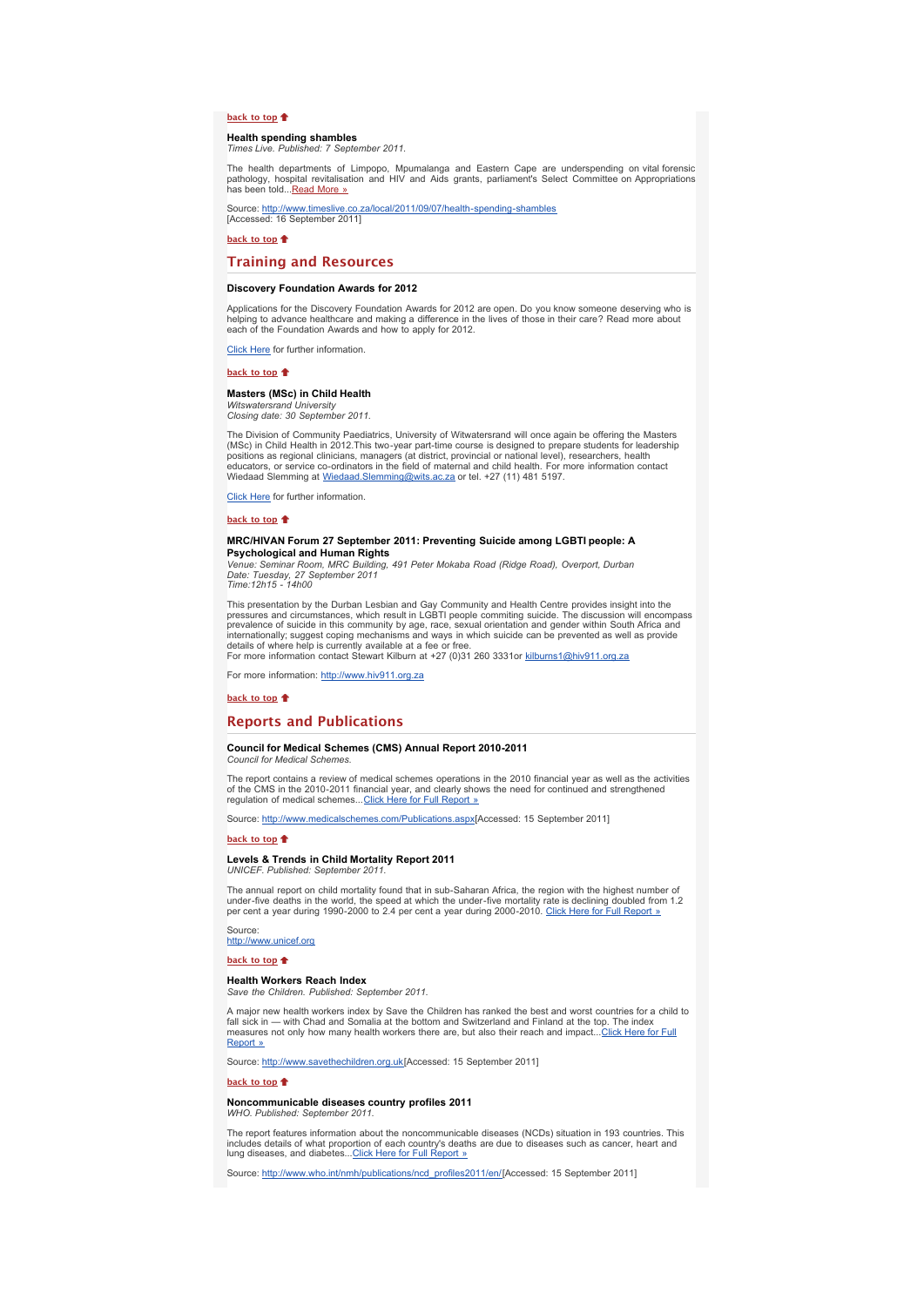[back to top](#)

**Health spending shambles**
*Times Live. Published: 7 September 2011.*

The health departments of Limpopo, Mpumalanga and Eastern Cape are underspending on vital forensic pathology, hospital revitalisation and HIV and Aids grants, parliament's Select Committee on Appropriations has been told...[Read More »](#)

Source: [http://www.timeslive.co.za/local/2011/09/07/health-spending-shambles](http://www.timeslive.co.za/local/2011/09/07/health-spending-shambles)
[Accessed: 16 September 2011]

[back to top](#)

## Training and Resources

**Discovery Foundation Awards for 2012**

Applications for the Discovery Foundation Awards for 2012 are open. Do you know someone deserving who is helping to advance healthcare and making a difference in the lives of those in their care? Read more about each of the Foundation Awards and how to apply for 2012.

[Click Here](#) for further information.

[back to top](#)

**Masters (MSc) in Child Health**
*Witswatersrand University*
*Closing date: 30 September 2011.*

The Division of Community Paediatrics, University of Witwatersrand will once again be offering the Masters (MSc) in Child Health in 2012.This two-year part-time course is designed to prepare students for leadership positions as regional clinicians, managers (at district, provincial or national level), researchers, health educators, or service co-ordinators in the field of maternal and child health. For more information contact Wiedaad Slemming at [Wiedaad.Slemming@wits.ac.za](mailto:Wiedaad.Slemming@wits.ac.za) or tel. +27 (11) 481 5197.

[Click Here](#) for further information.

[back to top](#)

**MRC/HIVAN Forum 27 September 2011: Preventing Suicide among LGBTI people: A Psychological and Human Rights**
*Venue: Seminar Room, MRC Building, 491 Peter Mokaba Road (Ridge Road), Overport, Durban*
*Date: Tuesday, 27 September 2011*
*Time:12h15 - 14h00*

This presentation by the Durban Lesbian and Gay Community and Health Centre provides insight into the pressures and circumstances, which result in LGBTI people commiting suicide. The discussion will encompass prevalence of suicide in this community by age, race, sexual orientation and gender within South Africa and internationally; suggest coping mechanisms and ways in which suicide can be prevented as well as provide details of where help is currently available at a fee or free.
For more information contact Stewart Kilburn at +27 (0)31 260 3331or [kilburns1@hiv911.org.za](mailto:kilburns1@hiv911.org.za)

For more information: [http://www.hiv911.org.za](http://www.hiv911.org.za)

[back to top](#)

## Reports and Publications

**Council for Medical Schemes (CMS) Annual Report 2010-2011**
*Council for Medical Schemes.*

The report contains a review of medical schemes operations in the 2010 financial year as well as the activities of the CMS in the 2010-2011 financial year, and clearly shows the need for continued and strengthened regulation of medical schemes...[Click Here for Full Report »](#)

Source: [http://www.medicalschemes.com/Publications.aspx](http://www.medicalschemes.com/Publications.aspx)[Accessed: 15 September 2011]

[back to top](#)

**Levels & Trends in Child Mortality Report 2011**
*UNICEF. Published: September 2011.*

The annual report on child mortality found that in sub-Saharan Africa, the region with the highest number of under-five deaths in the world, the speed at which the under-five mortality rate is declining doubled from 1.2 per cent a year during 1990-2000 to 2.4 per cent a year during 2000-2010. [Click Here for Full Report »](#)

Source:
[http://www.unicef.org](http://www.unicef.org)

[back to top](#)

**Health Workers Reach Index**
*Save the Children. Published: September 2011.*

A major new health workers index by Save the Children has ranked the best and worst countries for a child to fall sick in — with Chad and Somalia at the bottom and Switzerland and Finland at the top. The index measures not only how many health workers there are, but also their reach and impact...[Click Here for Full Report »](#)

Source: [http://www.savethechildren.org.uk](http://www.savethechildren.org.uk)[Accessed: 15 September 2011]

[back to top](#)

**Noncommunicable diseases country profiles 2011**
*WHO. Published: September 2011.*

The report features information about the noncommunicable diseases (NCDs) situation in 193 countries. This includes details of what proportion of each country's deaths are due to diseases such as cancer, heart and lung diseases, and diabetes...[Click Here for Full Report »](#)

Source: [http://www.who.int/nmh/publications/ncd_profiles2011/en/](http://www.who.int/nmh/publications/ncd_profiles2011/en/)[Accessed: 15 September 2011]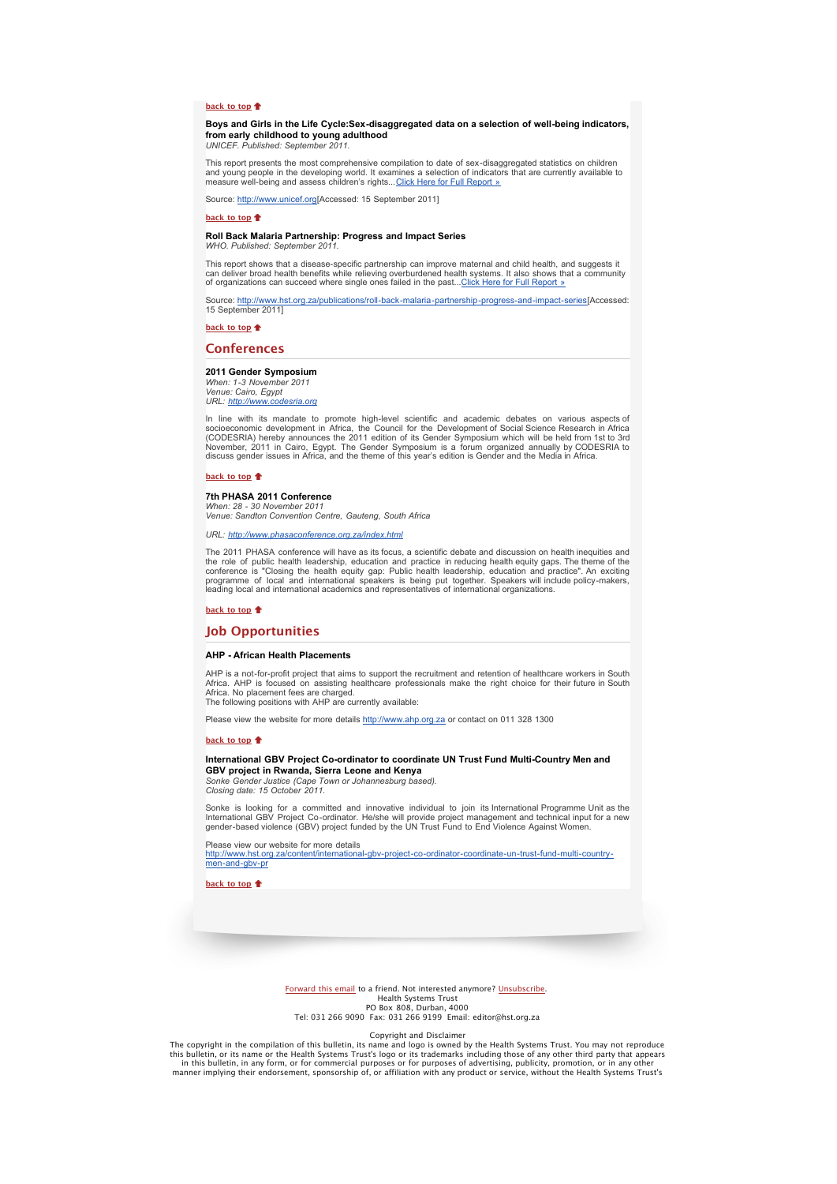back to top

**Boys and Girls in the Life Cycle:Sex-disaggregated data on a selection of well-being indicators, from early childhood to young adulthood**
*UNICEF. Published: September 2011.*

This report presents the most comprehensive compilation to date of sex-disaggregated statistics on children and young people in the developing world. It examines a selection of indicators that are currently available to measure well-being and assess children's rights... Click Here for Full Report »

Source: http://www.unicef.org[Accessed: 15 September 2011]

back to top

**Roll Back Malaria Partnership: Progress and Impact Series**
*WHO. Published: September 2011.*

This report shows that a disease-specific partnership can improve maternal and child health, and suggests it can deliver broad health benefits while relieving overburdened health systems. It also shows that a community of organizations can succeed where single ones failed in the past... Click Here for Full Report »

Source: http://www.hst.org.za/publications/roll-back-malaria-partnership-progress-and-impact-series[Accessed: 15 September 2011]

back to top

## Conferences

**2011 Gender Symposium**
*When: 1-3 November 2011*
*Venue: Cairo, Egypt*
*URL: http://www.codesria.org*

In line with its mandate to promote high-level scientific and academic debates on various aspects of socioeconomic development in Africa, the Council for the Development of Social Science Research in Africa (CODESRIA) hereby announces the 2011 edition of its Gender Symposium which will be held from 1st to 3rd November, 2011 in Cairo, Egypt. The Gender Symposium is a forum organized annually by CODESRIA to discuss gender issues in Africa, and the theme of this year's edition is Gender and the Media in Africa.

back to top

**7th PHASA 2011 Conference**
*When: 28 - 30 November 2011*
*Venue: Sandton Convention Centre, Gauteng, South Africa*

*URL: http://www.phasaconference.org.za/index.html*

The 2011 PHASA conference will have as its focus, a scientific debate and discussion on health inequities and the role of public health leadership, education and practice in reducing health equity gaps. The theme of the conference is "Closing the health equity gap: Public health leadership, education and practice". An exciting programme of local and international speakers is being put together. Speakers will include policy-makers, leading local and international academics and representatives of international organizations.

back to top

## Job Opportunities

**AHP - African Health Placements**

AHP is a not-for-profit project that aims to support the recruitment and retention of healthcare workers in South Africa. AHP is focused on assisting healthcare professionals make the right choice for their future in South Africa. No placement fees are charged.
The following positions with AHP are currently available:

Please view the website for more details http://www.ahp.org.za or contact on 011 328 1300

back to top

**International GBV Project Co-ordinator to coordinate UN Trust Fund Multi-Country Men and GBV project in Rwanda, Sierra Leone and Kenya**
*Sonke Gender Justice (Cape Town or Johannesburg based).*
*Closing date: 15 October 2011.*

Sonke is looking for a committed and innovative individual to join its International Programme Unit as the International GBV Project Co-ordinator. He/she will provide project management and technical input for a new gender-based violence (GBV) project funded by the UN Trust Fund to End Violence Against Women.

Please view our website for more details
http://www.hst.org.za/content/international-gbv-project-co-ordinator-coordinate-un-trust-fund-multi-country-men-and-gbv-pr

back to top

Forward this email to a friend. Not interested anymore? Unsubscribe.
Health Systems Trust
PO Box 808, Durban, 4000
Tel: 031 266 9090 Fax: 031 266 9199 Email: editor@hst.org.za

Copyright and Disclaimer
The copyright in the compilation of this bulletin, its name and logo is owned by the Health Systems Trust. You may not reproduce this bulletin, or its name or the Health Systems Trust's logo or its trademarks including those of any other third party that appears in this bulletin, in any form, or for commercial purposes or for purposes of advertising, publicity, promotion, or in any other manner implying their endorsement, sponsorship of, or affiliation with any product or service, without the Health Systems Trust's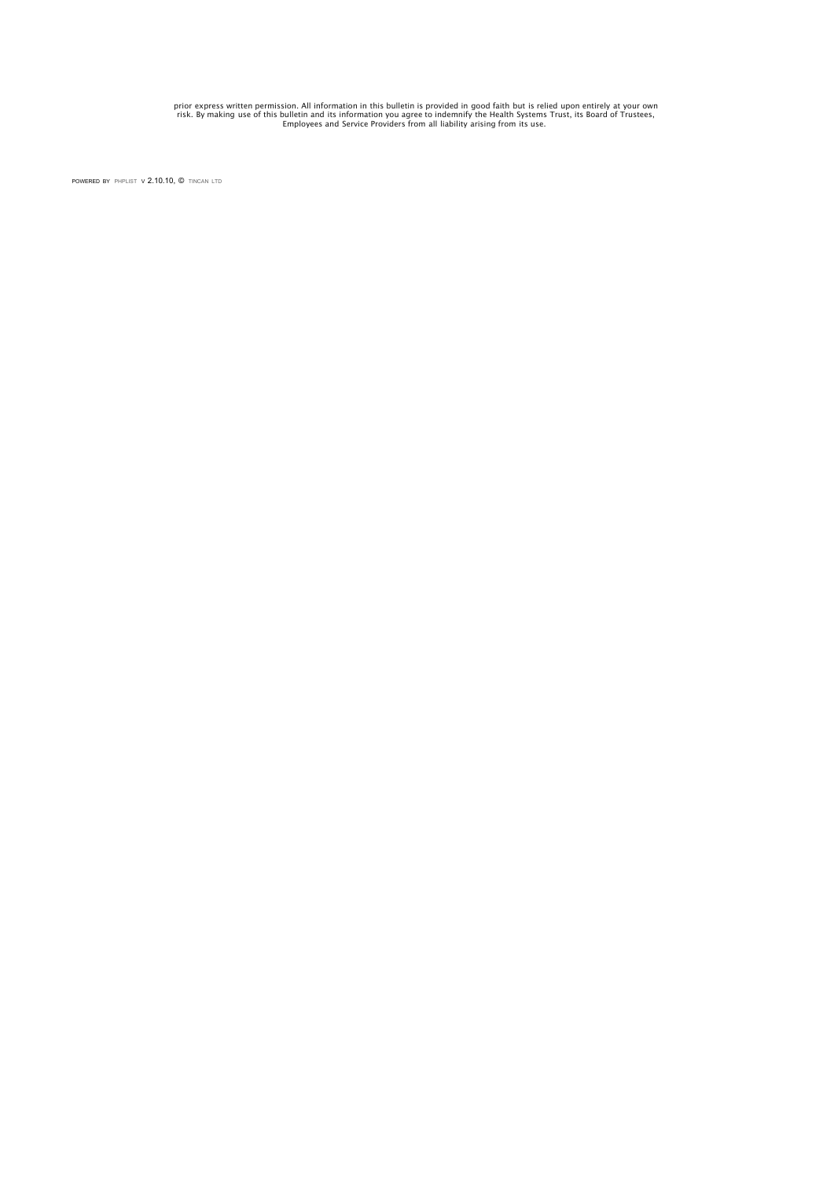prior express written permission. All information in this bulletin is provided in good faith but is relied upon entirely at your own risk. By making use of this bulletin and its information you agree to indemnify the Health Systems Trust, its Board of Trustees, Employees and Service Providers from all liability arising from its use.

POWERED BY PHPLIST V 2.10.10, © TINCAN LTD